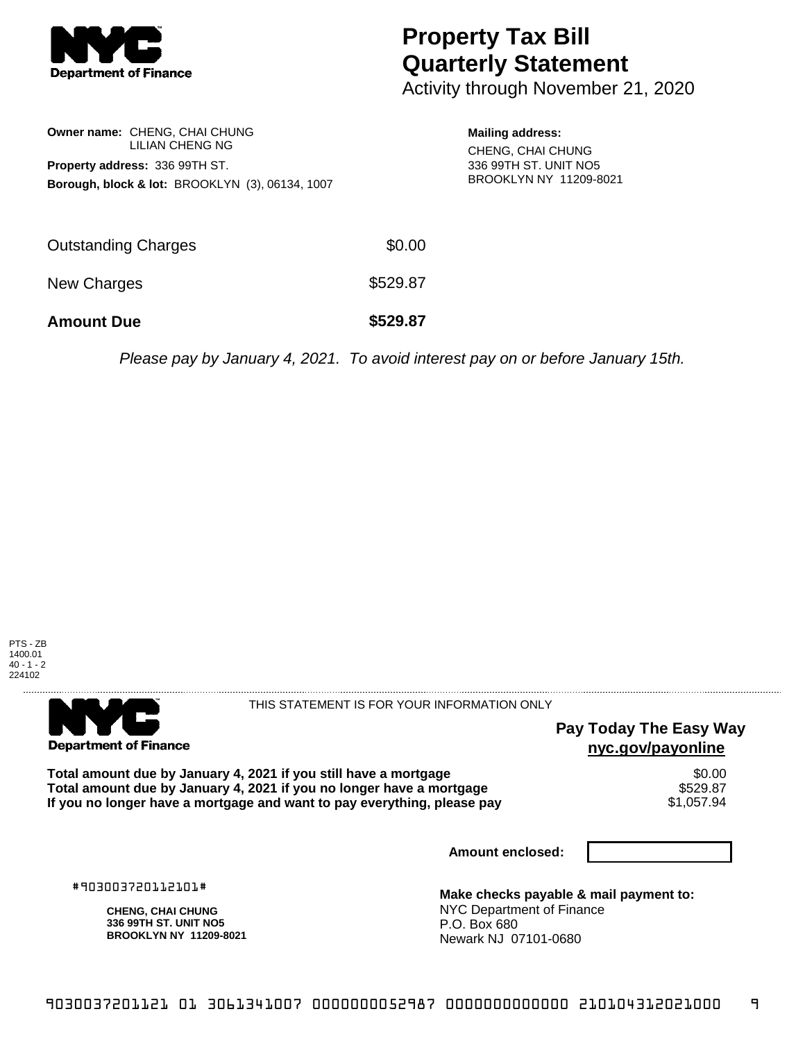NYC Department of Finance

# Property Tax Bill Quarterly Statement

Activity through November 21, 2020

**Owner name:** CHENG, CHAI CHUNG
LILIAN CHENG NG

**Property address:** 336 99TH ST.

**Borough, block & lot:** BROOKLYN (3), 06134, 1007

**Mailing address:**
CHENG, CHAI CHUNG
336 99TH ST. UNIT NO5
BROOKLYN NY 11209-8021

| | |
|---|---|
| Outstanding Charges | $0.00 |
| New Charges | $529.87 |
| **Amount Due** | **$529.87** |

*Please pay by January 4, 2021. To avoid interest pay on or before January 15th.*

PTS - ZB
1400.01
40 - 1 - 2
224102

---

NYC Department of Finance

THIS STATEMENT IS FOR YOUR INFORMATION ONLY

**Pay Today The Easy Way**
**nyc.gov/payonline**

| | |
|---|---|
| **Total amount due by January 4, 2021 if you still have a mortgage** | $0.00 |
| **Total amount due by January 4, 2021 if you no longer have a mortgage** | $529.87 |
| **If you no longer have a mortgage and want to pay everything, please pay** | $1,057.94 |

**Amount enclosed:**

#903003720112101#

**CHENG, CHAI CHUNG**
**336 99TH ST. UNIT NO5**
**BROOKLYN NY 11209-8021**

**Make checks payable & mail payment to:**
NYC Department of Finance
P.O. Box 680
Newark NJ 07101-0680

9030037201121 01 3061341007 0000000052987 0000000000000 210104312021000 9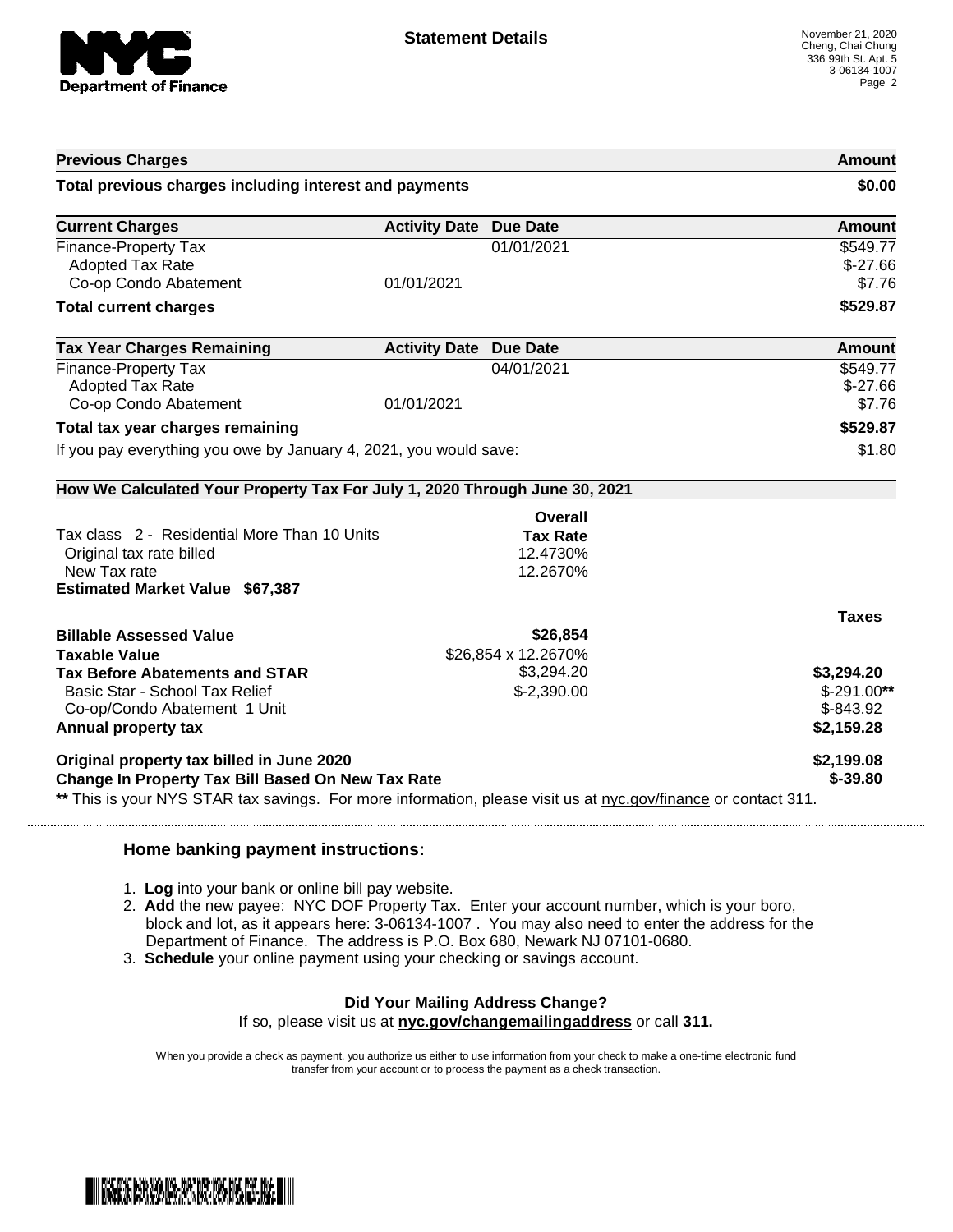**Statement Details**

November 21, 2020
Cheng, Chai Chung
336 99th St. Apt. 5
3-06134-1007

| Previous Charges | | | Amount |
|---|---|---|---|
| **Total previous charges including interest and payments** | | | **$0.00** |

| Current Charges | Activity Date | Due Date | Amount |
|---|---|---|---|
| Finance-Property Tax | | 01/01/2021 | $549.77 |
| Adopted Tax Rate | | | $-27.66 |
| Co-op Condo Abatement | 01/01/2021 | | $7.76 |
| **Total current charges** | | | **$529.87** |

| Tax Year Charges Remaining | Activity Date | Due Date | Amount |
|---|---|---|---|
| Finance-Property Tax | | 04/01/2021 | $549.77 |
| Adopted Tax Rate | | | $-27.66 |
| Co-op Condo Abatement | 01/01/2021 | | $7.76 |
| **Total tax year charges remaining** | | | **$529.87** |
| If you pay everything you owe by January 4, 2021, you would save: | | | $1.80 |

**How We Calculated Your Property Tax For July 1, 2020 Through June 30, 2021**

| | Overall Tax Rate | |
|---|---|---|
| Tax class 2 - Residential More Than 10 Units | | |
| Original tax rate billed | 12.4730% | |
| New Tax rate | 12.2670% | |
| **Estimated Market Value $67,387** | | |
| | | **Taxes** |
| **Billable Assessed Value** | **$26,854** | |
| **Taxable Value** | $26,854 x 12.2670% | |
| **Tax Before Abatements and STAR** | $3,294.20 | **$3,294.20** |
| Basic Star - School Tax Relief | $-2,390.00 | $-291.00** |
| Co-op/Condo Abatement 1 Unit | | $-843.92 |
| **Annual property tax** | | **$2,159.28** |
| **Original property tax billed in June 2020** | | **$2,199.08** |
| **Change In Property Tax Bill Based On New Tax Rate** | | **$-39.80** |

** This is your NYS STAR tax savings. For more information, please visit us at nyc.gov/finance or contact 311.

### Home banking payment instructions:

1. **Log** into your bank or online bill pay website.
2. **Add** the new payee: NYC DOF Property Tax. Enter your account number, which is your boro, block and lot, as it appears here: 3-06134-1007 . You may also need to enter the address for the Department of Finance. The address is P.O. Box 680, Newark NJ 07101-0680.
3. **Schedule** your online payment using your checking or savings account.

**Did Your Mailing Address Change?**
If so, please visit us at **nyc.gov/changemailingaddress** or call **311.**

When you provide a check as payment, you authorize us either to use information from your check to make a one-time electronic fund transfer from your account or to process the payment as a check transaction.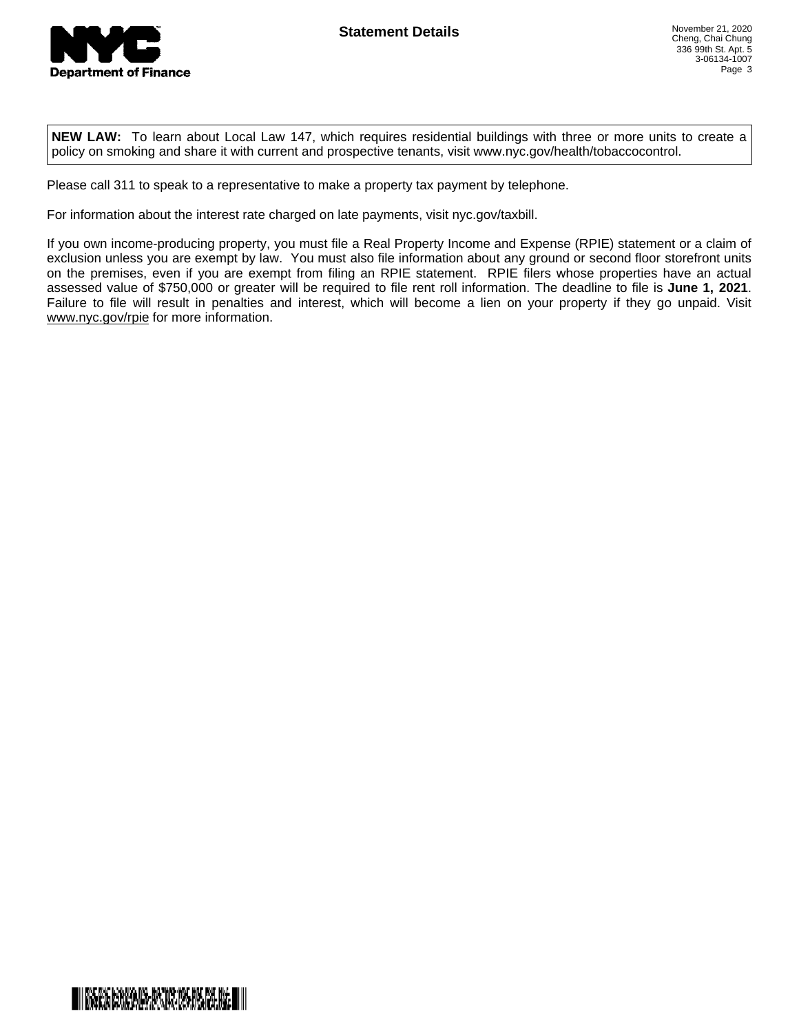**NEW LAW:** To learn about Local Law 147, which requires residential buildings with three or more units to create a policy on smoking and share it with current and prospective tenants, visit www.nyc.gov/health/tobaccocontrol.

Please call 311 to speak to a representative to make a property tax payment by telephone.

For information about the interest rate charged on late payments, visit nyc.gov/taxbill.

If you own income-producing property, you must file a Real Property Income and Expense (RPIE) statement or a claim of exclusion unless you are exempt by law. You must also file information about any ground or second floor storefront units on the premises, even if you are exempt from filing an RPIE statement. RPIE filers whose properties have an actual assessed value of $750,000 or greater will be required to file rent roll information. The deadline to file is **June 1, 2021**. Failure to file will result in penalties and interest, which will become a lien on your property if they go unpaid. Visit www.nyc.gov/rpie for more information.